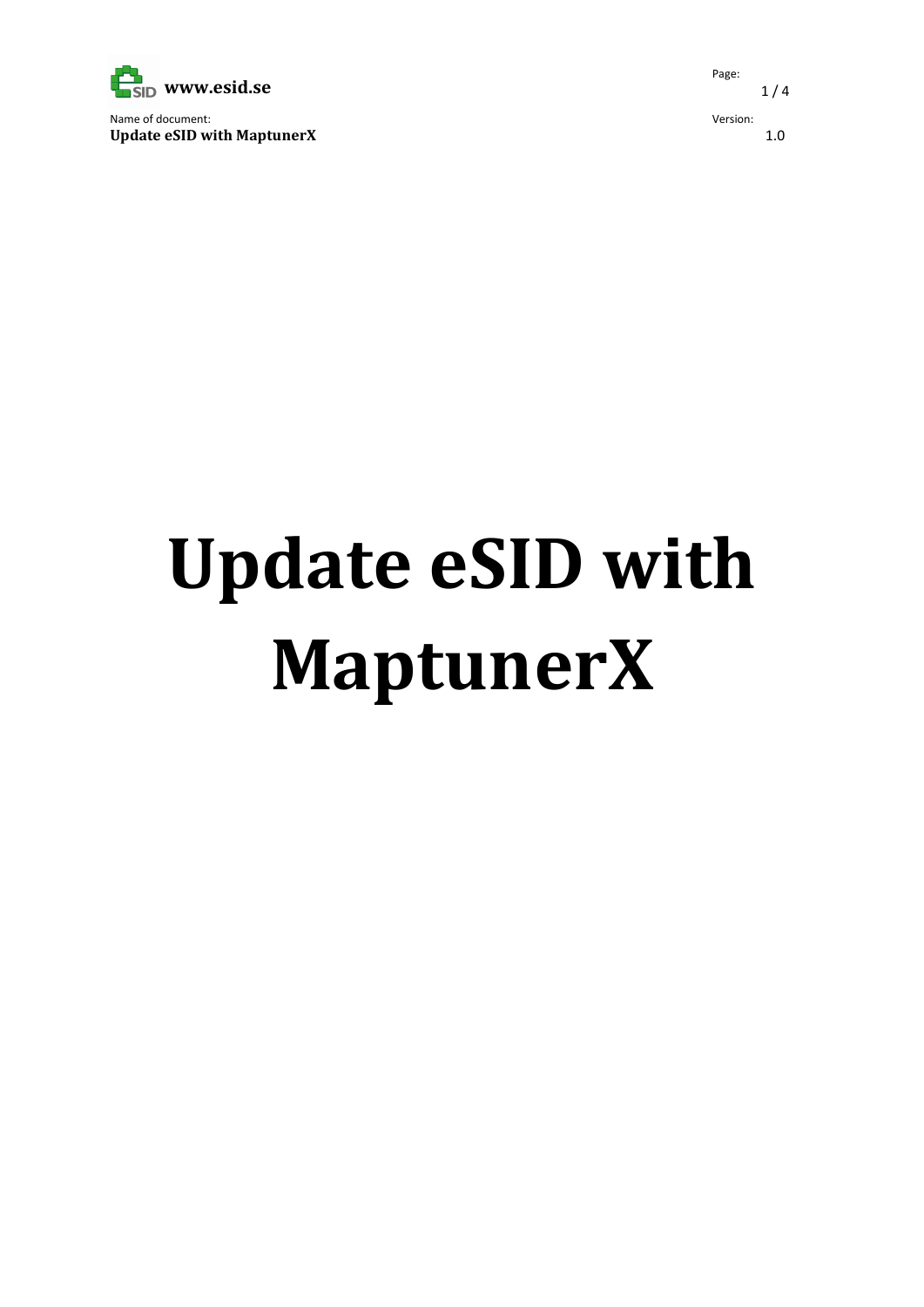# Update eSID with MaptunerX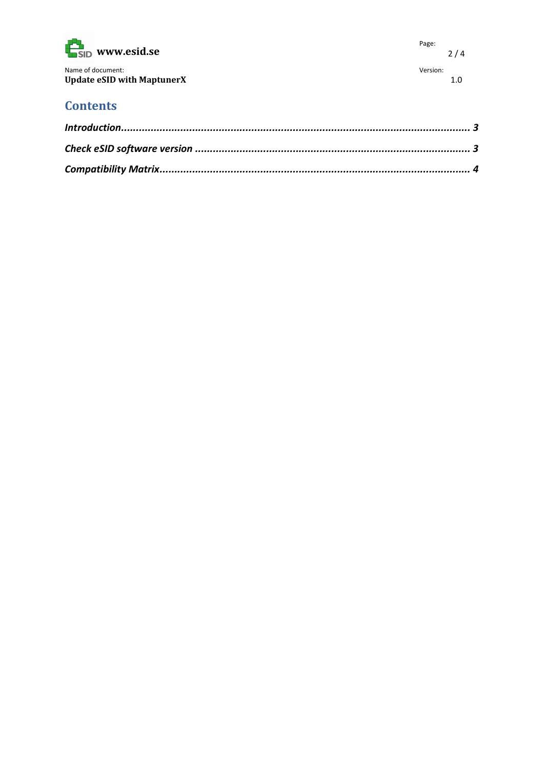# Contents

*Introduction* ........................................................................................................ 3

*Check eSID software version* ................................................................................ 3

*Compatibility Matrix* ............................................................................................. 4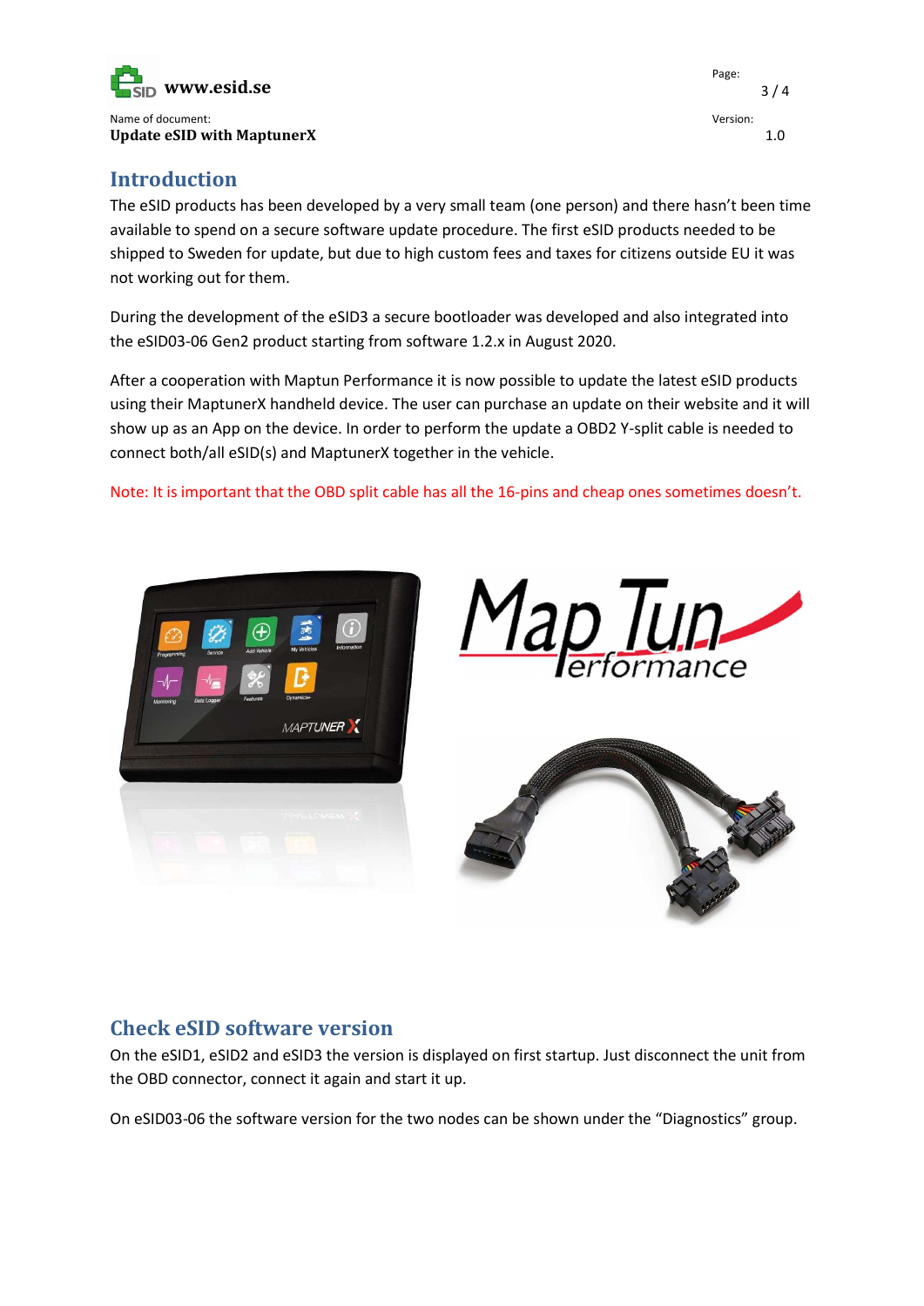## Introduction

The eSID products has been developed by a very small team (one person) and there hasn't been time available to spend on a secure software update procedure. The first eSID products needed to be shipped to Sweden for update, but due to high custom fees and taxes for citizens outside EU it was not working out for them.

During the development of the eSID3 a secure bootloader was developed and also integrated into the eSID03-06 Gen2 product starting from software 1.2.x in August 2020.

After a cooperation with Maptun Performance it is now possible to update the latest eSID products using their MaptunerX handheld device. The user can purchase an update on their website and it will show up as an App on the device. In order to perform the update a OBD2 Y-split cable is needed to connect both/all eSID(s) and MaptunerX together in the vehicle.

Note: It is important that the OBD split cable has all the 16-pins and cheap ones sometimes doesn't.

## Check eSID software version

On the eSID1, eSID2 and eSID3 the version is displayed on first startup. Just disconnect the unit from the OBD connector, connect it again and start it up.

On eSID03-06 the software version for the two nodes can be shown under the "Diagnostics" group.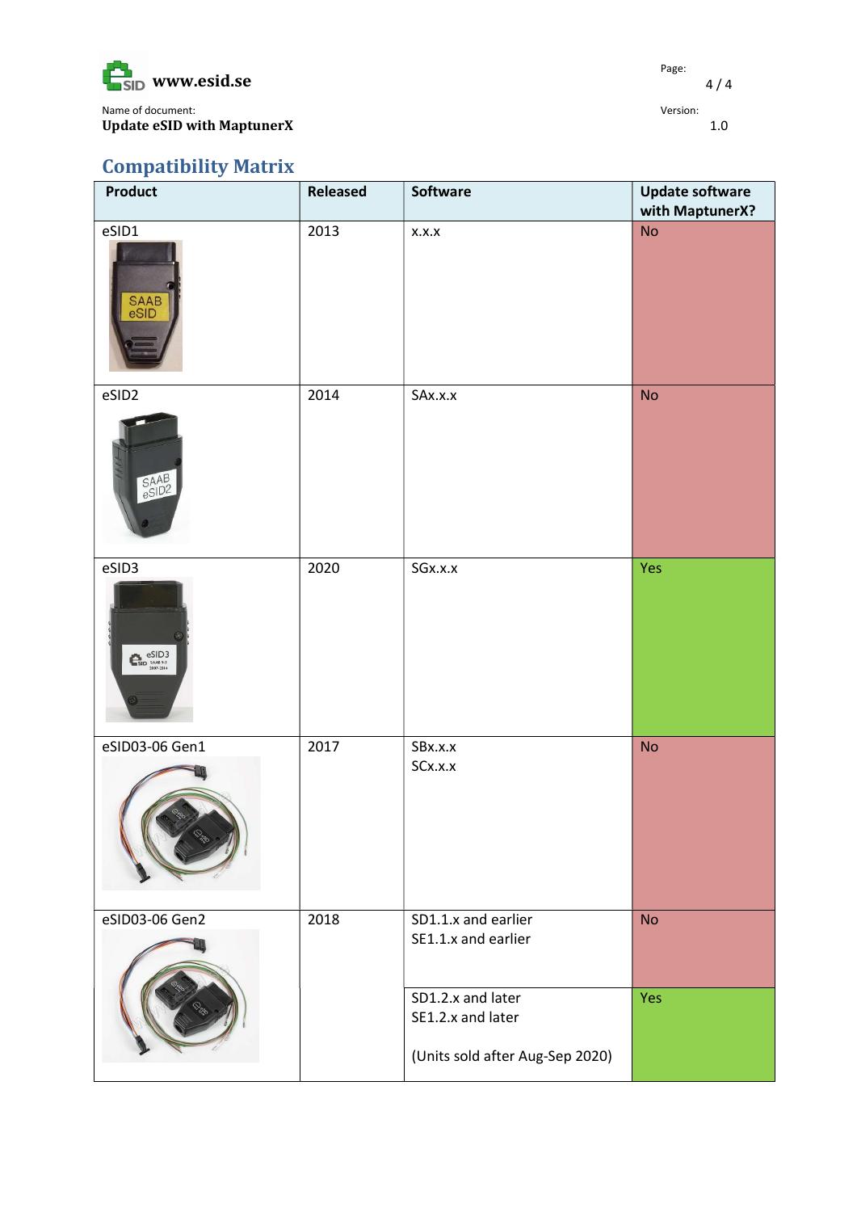## Compatibility Matrix

| Product | Released | Software | Update software with MaptunerX? |
|---|---|---|---|
| eSID1 | 2013 | x.x.x | No |
| eSID2 | 2014 | SAx.x.x | No |
| eSID3 | 2020 | SGx.x.x | Yes |
| eSID03-06 Gen1 | 2017 | SBx.x.x<br>SCx.x.x | No |
| eSID03-06 Gen2 | 2018 | SD1.1.x and earlier<br>SE1.1.x and earlier | No |
| | | SD1.2.x and later<br>SE1.2.x and later<br><br>(Units sold after Aug-Sep 2020) | Yes |